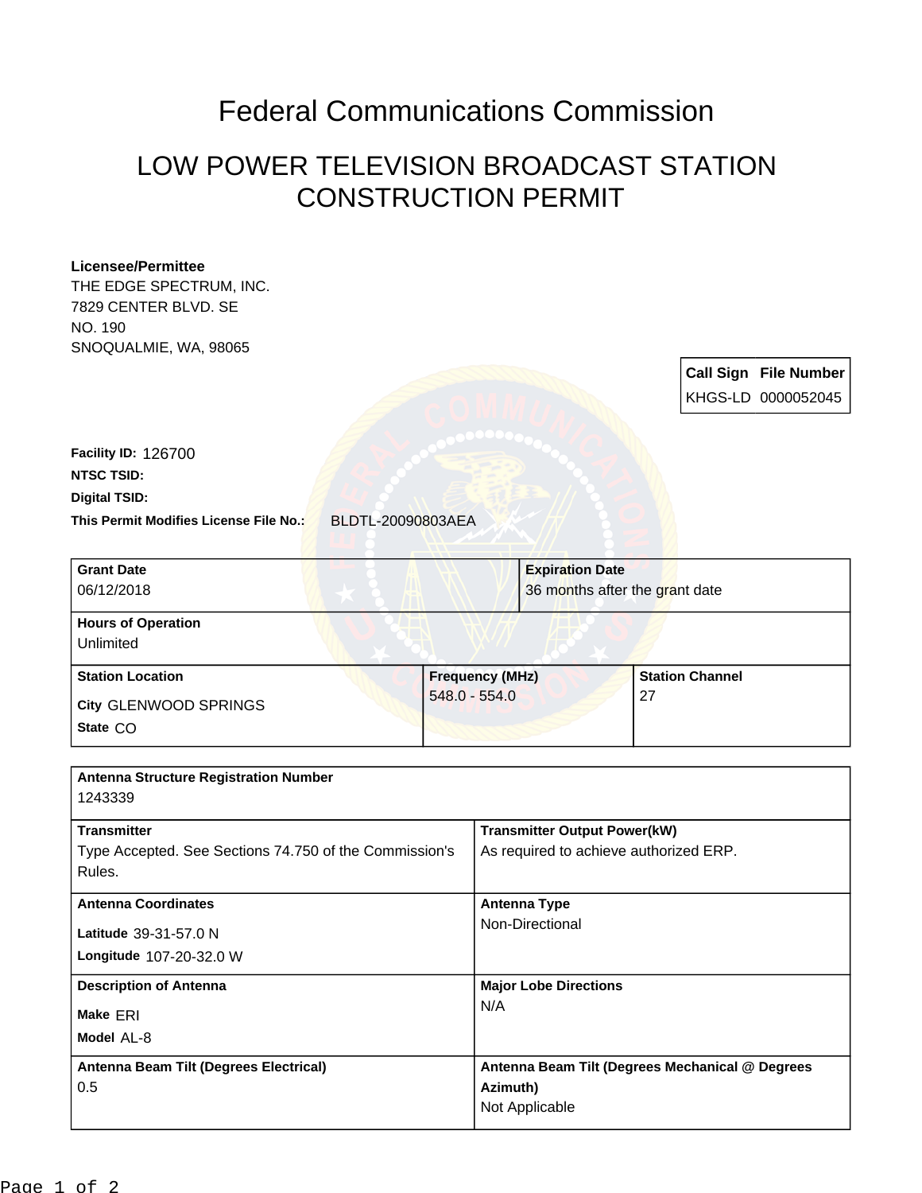# Federal Communications Commission

## LOW POWER TELEVISION BROADCAST STATION CONSTRUCTION PERMIT

**Licensee/Permittee**
THE EDGE SPECTRUM, INC.
7829 CENTER BLVD. SE
NO. 190
SNOQUALMIE, WA, 98065

| Call Sign | File Number |
|---|---|
| KHGS-LD | 0000052045 |

**Facility ID:** 126700
**NTSC TSID:**
**Digital TSID:**
**This Permit Modifies License File No.:** BLDTL-20090803AEA

| Grant Date | Expiration Date |
|---|---|
| 06/12/2018 | 36 months after the grant date |

| Hours of Operation |
|---|
| Unlimited |

| Station Location | Frequency (MHz) | Station Channel |
|---|---|---|
| City GLENWOOD SPRINGS<br>State CO | 548.0 - 554.0 | 27 |

| Antenna Structure Registration Number | |
|---|---|
| 1243339 | |
| **Transmitter**<br>Type Accepted. See Sections 74.750 of the Commission's Rules. | **Transmitter Output Power(kW)**<br>As required to achieve authorized ERP. |
| **Antenna Coordinates**<br>Latitude 39-31-57.0 N<br>Longitude 107-20-32.0 W | **Antenna Type**<br>Non-Directional |
| **Description of Antenna**<br>Make ERI<br>Model AL-8 | **Major Lobe Directions**<br>N/A |
| **Antenna Beam Tilt (Degrees Electrical)**<br>0.5 | **Antenna Beam Tilt (Degrees Mechanical @ Degrees Azimuth)**<br>Not Applicable |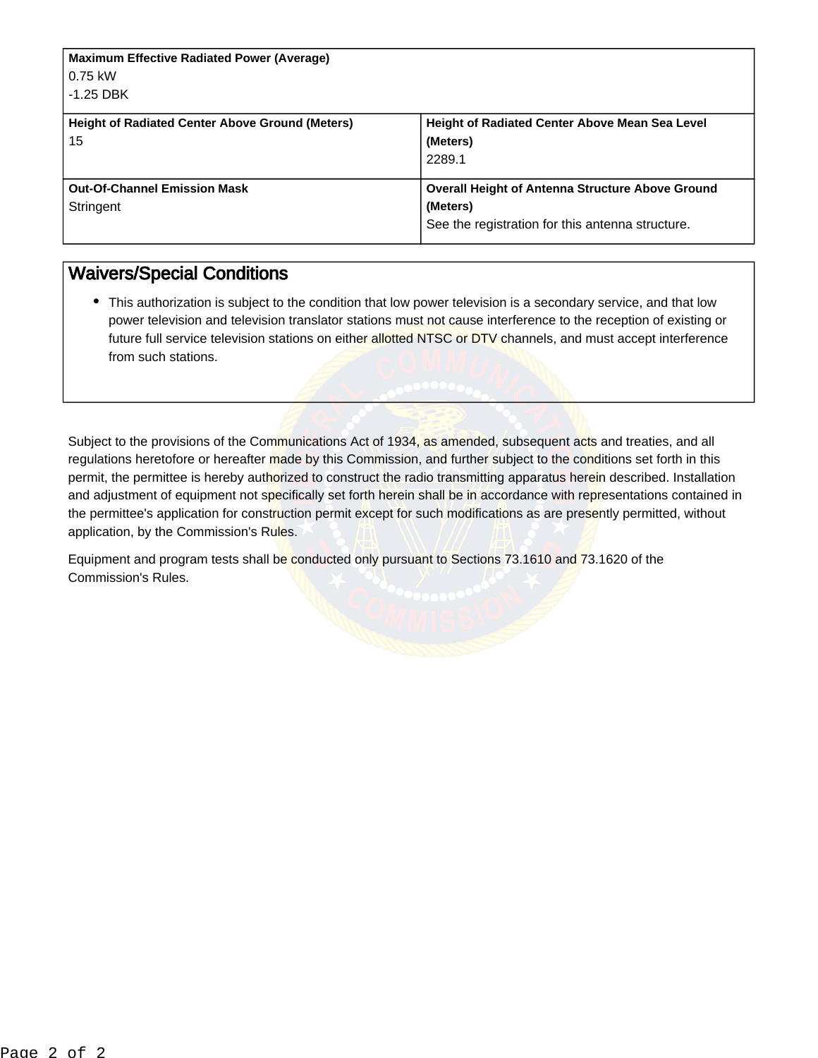| | |
|---|---|
| **Maximum Effective Radiated Power (Average)**<br>0.75 kW<br>-1.25 DBK | |
| **Height of Radiated Center Above Ground (Meters)**<br>15 | **Height of Radiated Center Above Mean Sea Level (Meters)**<br>2289.1 |
| **Out-Of-Channel Emission Mask**<br>Stringent | **Overall Height of Antenna Structure Above Ground (Meters)**<br>See the registration for this antenna structure. |

## Waivers/Special Conditions

- This authorization is subject to the condition that low power television is a secondary service, and that low power television and television translator stations must not cause interference to the reception of existing or future full service television stations on either allotted NTSC or DTV channels, and must accept interference from such stations.

Subject to the provisions of the Communications Act of 1934, as amended, subsequent acts and treaties, and all regulations heretofore or hereafter made by this Commission, and further subject to the conditions set forth in this permit, the permittee is hereby authorized to construct the radio transmitting apparatus herein described. Installation and adjustment of equipment not specifically set forth herein shall be in accordance with representations contained in the permittee's application for construction permit except for such modifications as are presently permitted, without application, by the Commission's Rules.

Equipment and program tests shall be conducted only pursuant to Sections 73.1610 and 73.1620 of the Commission's Rules.